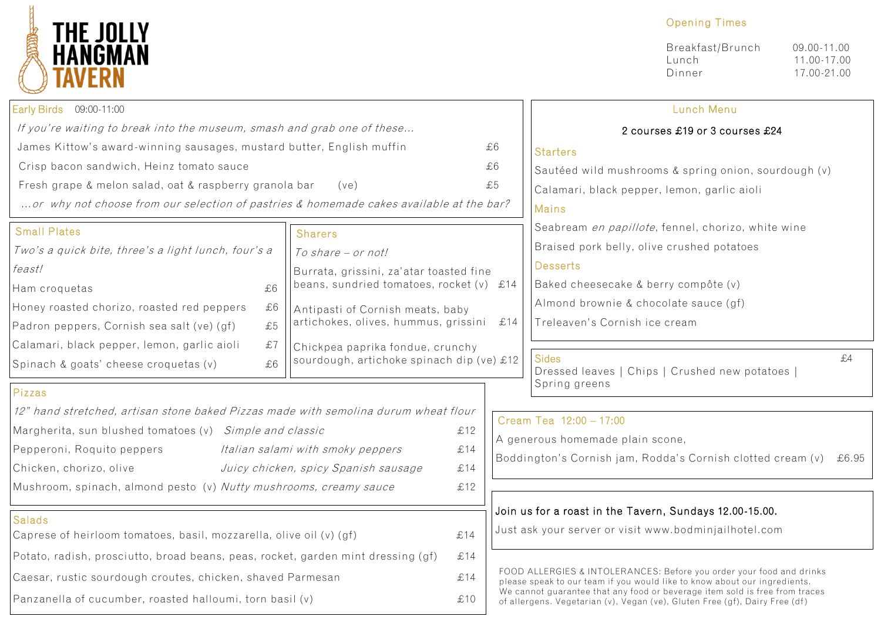# THE JOLLY HANGMAN TAVERN

## Opening Times

| | |
|---|---|
| Breakfast/Brunch | 09.00-11.00 |
| Lunch | 11.00-17.00 |
| Dinner | 17.00-21.00 |

## Early Birds 09:00-11:00

*If you're waiting to break into the museum, smash and grab one of these...*

| | |
|---|---|
| James Kittow's award-winning sausages, mustard butter, English muffin | £6 |
| Crisp bacon sandwich, Heinz tomato sauce | £6 |
| Fresh grape & melon salad, oat & raspberry granola bar (ve) | £5 |

*...or why not choose from our selection of pastries & homemade cakes available at the bar?*

## Small Plates

*Two's a quick bite, three's a light lunch, four's a feast!*

| | |
|---|---|
| Ham croquetas | £6 |
| Honey roasted chorizo, roasted red peppers | £6 |
| Padron peppers, Cornish sea salt (ve) (gf) | £5 |
| Calamari, black pepper, lemon, garlic aioli | £7 |
| Spinach & goats' cheese croquetas (v) | £6 |

## Sharers

*To share – or not!*

| | |
|---|---|
| Burrata, grissini, za'atar toasted fine beans, sundried tomatoes, rocket (v) | £14 |
| Antipasti of Cornish meats, baby artichokes, olives, hummus, grissini | £14 |
| Chickpea paprika fondue, crunchy sourdough, artichoke spinach dip (ve) | £12 |

## Pizzas

*12" hand stretched, artisan stone baked Pizzas made with semolina durum wheat flour*

| | | |
|---|---|---|
| Margherita, sun blushed tomatoes (v) | *Simple and classic* | £12 |
| Pepperoni, Roquito peppers | *Italian salami with smoky peppers* | £14 |
| Chicken, chorizo, olive | *Juicy chicken, spicy Spanish sausage* | £14 |
| Mushroom, spinach, almond pesto (v) | *Nutty mushrooms, creamy sauce* | £12 |

## Salads

| | |
|---|---|
| Caprese of heirloom tomatoes, basil, mozzarella, olive oil (v) (gf) | £14 |
| Potato, radish, prosciutto, broad beans, peas, rocket, garden mint dressing (gf) | £14 |
| Caesar, rustic sourdough croutes, chicken, shaved Parmesan | £14 |
| Panzanella of cucumber, roasted halloumi, torn basil (v) | £10 |

## Lunch Menu

2 courses £19 or 3 courses £24

### Starters

Sautéed wild mushrooms & spring onion, sourdough (v)

Calamari, black pepper, lemon, garlic aioli

### Mains

Seabream *en papillote*, fennel, chorizo, white wine

Braised pork belly, olive crushed potatoes

### Desserts

Baked cheesecake & berry compôte (v)

Almond brownie & chocolate sauce (gf)

Treleaven's Cornish ice cream

## Sides £4

Dressed leaves | Chips | Crushed new potatoes | Spring greens

## Cream Tea 12:00 – 17:00

A generous homemade plain scone,
Boddington's Cornish jam, Rodda's Cornish clotted cream (v) £6.95

Join us for a roast in the Tavern, Sundays 12.00-15.00.

Just ask your server or visit www.bodminjailhotel.com

FOOD ALLERGIES & INTOLERANCES: Before you order your food and drinks please speak to our team if you would like to know about our ingredients. We cannot guarantee that any food or beverage item sold is free from traces of allergens. Vegetarian (v), Vegan (ve), Gluten Free (gf), Dairy Free (df)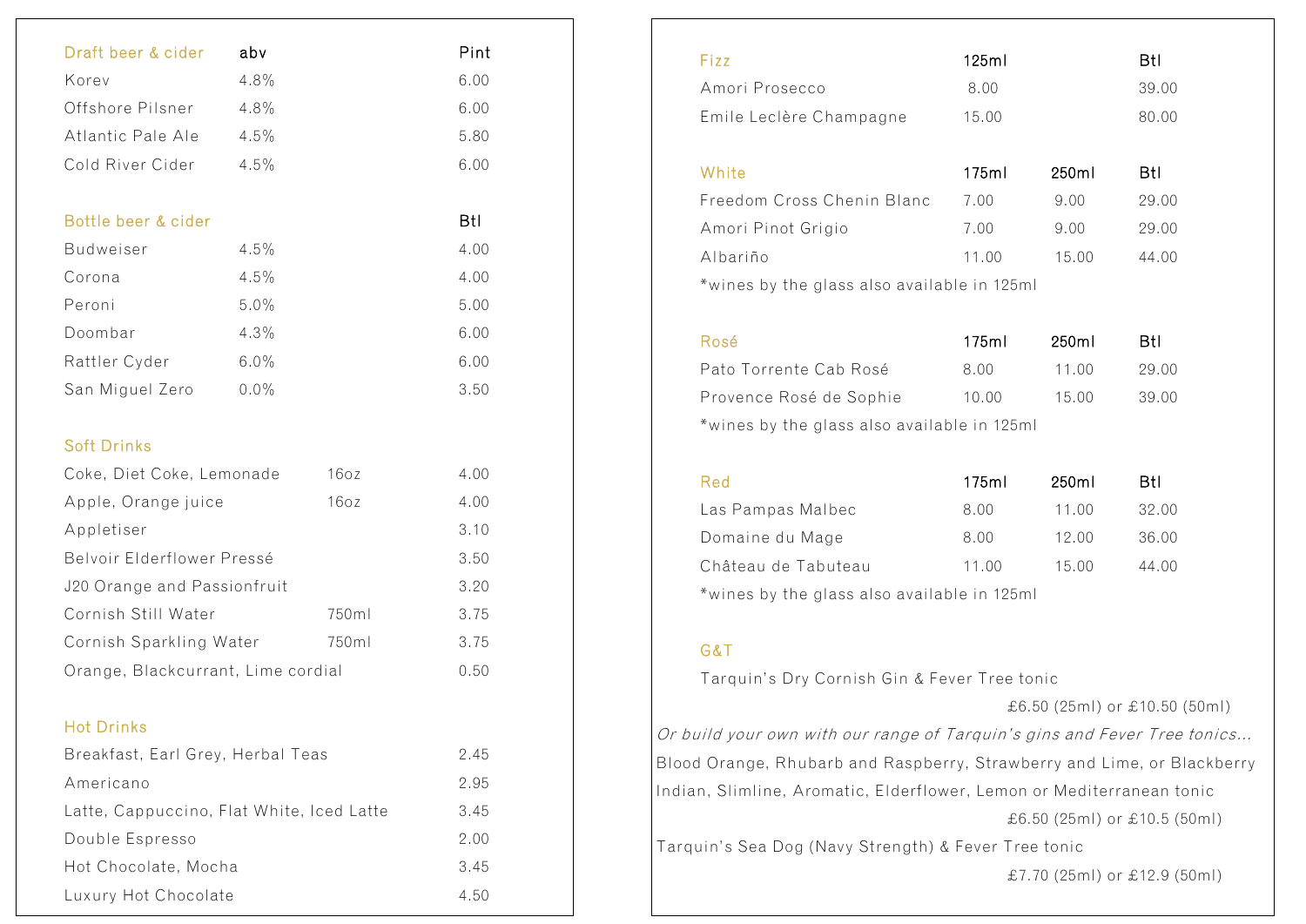## Draft beer & cider

| Draft beer & cider | abv | Pint |
|---|---|---|
| Korev | 4.8% | 6.00 |
| Offshore Pilsner | 4.8% | 6.00 |
| Atlantic Pale Ale | 4.5% | 5.80 |
| Cold River Cider | 4.5% | 6.00 |

## Bottle beer & cider

| Bottle beer & cider | abv | Btl |
|---|---|---|
| Budweiser | 4.5% | 4.00 |
| Corona | 4.5% | 4.00 |
| Peroni | 5.0% | 5.00 |
| Doombar | 4.3% | 6.00 |
| Rattler Cyder | 6.0% | 6.00 |
| San Miguel Zero | 0.0% | 3.50 |

## Soft Drinks

| Soft Drinks | | |
|---|---|---|
| Coke, Diet Coke, Lemonade | 16oz | 4.00 |
| Apple, Orange juice | 16oz | 4.00 |
| Appletiser | | 3.10 |
| Belvoir Elderflower Pressé | | 3.50 |
| J20 Orange and Passionfruit | | 3.20 |
| Cornish Still Water | 750ml | 3.75 |
| Cornish Sparkling Water | 750ml | 3.75 |
| Orange, Blackcurrant, Lime cordial | | 0.50 |

## Hot Drinks

| Hot Drinks | |
|---|---|
| Breakfast, Earl Grey, Herbal Teas | 2.45 |
| Americano | 2.95 |
| Latte, Cappuccino, Flat White, Iced Latte | 3.45 |
| Double Espresso | 2.00 |
| Hot Chocolate, Mocha | 3.45 |
| Luxury Hot Chocolate | 4.50 |

## Fizz

| Fizz | 125ml | Btl |
|---|---|---|
| Amori Prosecco | 8.00 | 39.00 |
| Emile Leclère Champagne | 15.00 | 80.00 |

## White

| White | 175ml | 250ml | Btl |
|---|---|---|---|
| Freedom Cross Chenin Blanc | 7.00 | 9.00 | 29.00 |
| Amori Pinot Grigio | 7.00 | 9.00 | 29.00 |
| Albariño | 11.00 | 15.00 | 44.00 |

*wines by the glass also available in 125ml

## Rosé

| Rosé | 175ml | 250ml | Btl |
|---|---|---|---|
| Pato Torrente Cab Rosé | 8.00 | 11.00 | 29.00 |
| Provence Rosé de Sophie | 10.00 | 15.00 | 39.00 |

*wines by the glass also available in 125ml

## Red

| Red | 175ml | 250ml | Btl |
|---|---|---|---|
| Las Pampas Malbec | 8.00 | 11.00 | 32.00 |
| Domaine du Mage | 8.00 | 12.00 | 36.00 |
| Château de Tabuteau | 11.00 | 15.00 | 44.00 |

*wines by the glass also available in 125ml

## G&T

Tarquin's Dry Cornish Gin & Fever Tree tonic

£6.50 (25ml) or £10.50 (50ml)

*Or build your own with our range of Tarquin's gins and Fever Tree tonics...*

Blood Orange, Rhubarb and Raspberry, Strawberry and Lime, or Blackberry

Indian, Slimline, Aromatic, Elderflower, Lemon or Mediterranean tonic

£6.50 (25ml) or £10.5 (50ml)

Tarquin's Sea Dog (Navy Strength) & Fever Tree tonic

£7.70 (25ml) or £12.9 (50ml)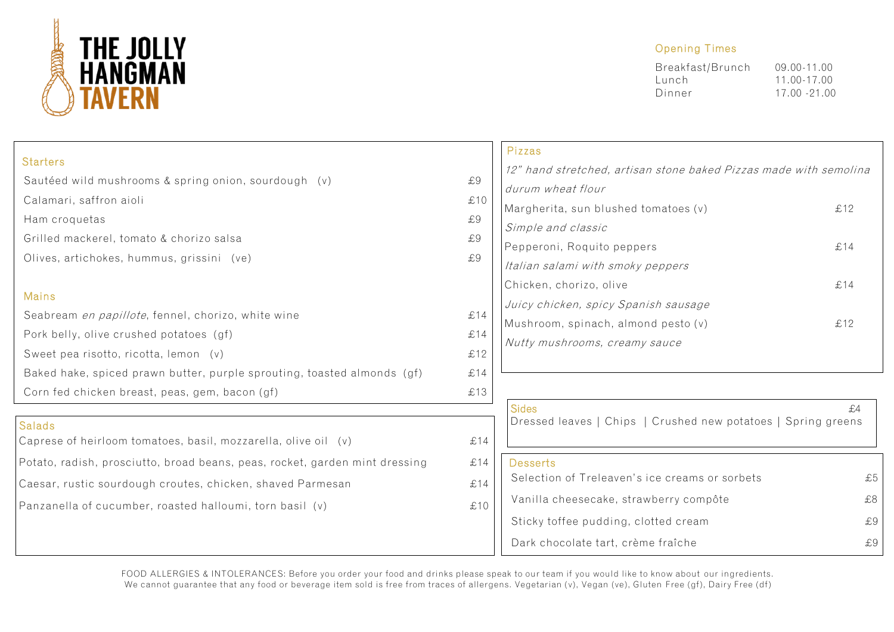# THE JOLLY HANGMAN TAVERN

## Opening Times

| | |
|---|---|
| Breakfast/Brunch | 09.00-11.00 |
| Lunch | 11.00-17.00 |
| Dinner | 17.00 -21.00 |

## Starters

| | |
|---|---|
| Sautéed wild mushrooms & spring onion, sourdough (v) | £9 |
| Calamari, saffron aioli | £10 |
| Ham croquetas | £9 |
| Grilled mackerel, tomato & chorizo salsa | £9 |
| Olives, artichokes, hummus, grissini (ve) | £9 |

## Mains

| | |
|---|---|
| Seabream *en papillote*, fennel, chorizo, white wine | £14 |
| Pork belly, olive crushed potatoes (gf) | £14 |
| Sweet pea risotto, ricotta, lemon (v) | £12 |
| Baked hake, spiced prawn butter, purple sprouting, toasted almonds (gf) | £14 |
| Corn fed chicken breast, peas, gem, bacon (gf) | £13 |

## Salads

| | |
|---|---|
| Caprese of heirloom tomatoes, basil, mozzarella, olive oil (v) | £14 |
| Potato, radish, prosciutto, broad beans, peas, rocket, garden mint dressing | £14 |
| Caesar, rustic sourdough croutes, chicken, shaved Parmesan | £14 |
| Panzanella of cucumber, roasted halloumi, torn basil (v) | £10 |

## Pizzas

*12" hand stretched, artisan stone baked Pizzas made with semolina durum wheat flour*

| | |
|---|---|
| Margherita, sun blushed tomatoes (v)<br>*Simple and classic* | £12 |
| Pepperoni, Roquito peppers<br>*Italian salami with smoky peppers* | £14 |
| Chicken, chorizo, olive<br>*Juicy chicken, spicy Spanish sausage* | £14 |
| Mushroom, spinach, almond pesto (v)<br>*Nutty mushrooms, creamy sauce* | £12 |

## Sides £4

Dressed leaves | Chips | Crushed new potatoes | Spring greens

## Desserts

| | |
|---|---|
| Selection of Treleaven's ice creams or sorbets | £5 |
| Vanilla cheesecake, strawberry compôte | £8 |
| Sticky toffee pudding, clotted cream | £9 |
| Dark chocolate tart, crème fraîche | £9 |

FOOD ALLERGIES & INTOLERANCES: Before you order your food and drinks please speak to our team if you would like to know about our ingredients. We cannot guarantee that any food or beverage item sold is free from traces of allergens. Vegetarian (v), Vegan (ve), Gluten Free (gf), Dairy Free (df)